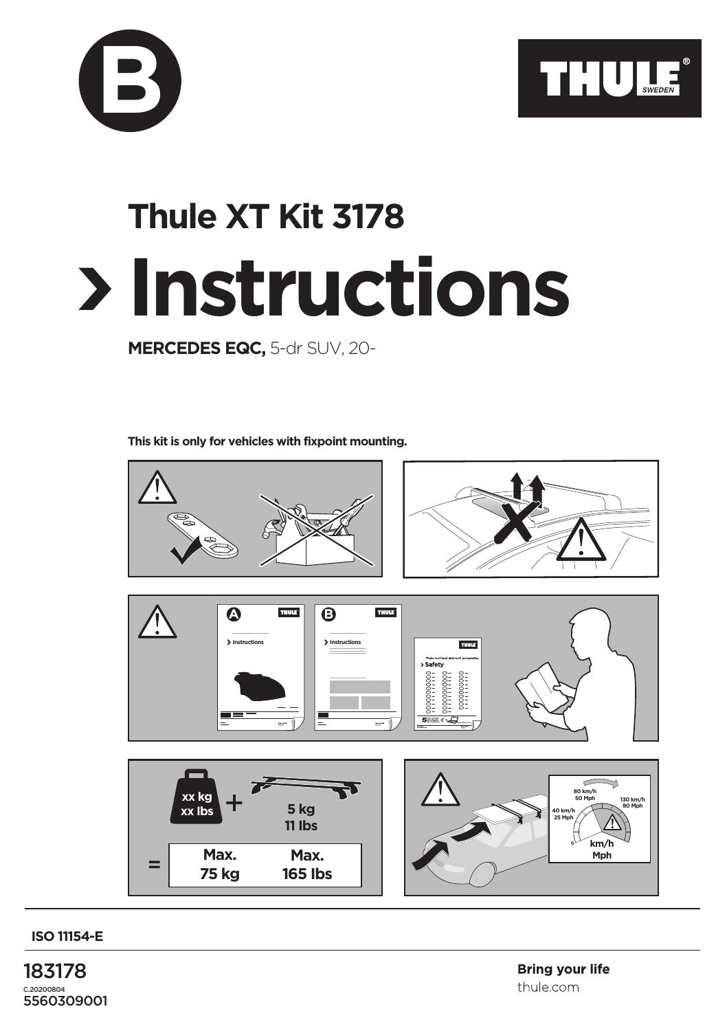# Thule XT Kit 3178

# › Instructions

**MERCEDES EQC,** 5-dr SUV, 20-

**This kit is only for vehicles with fixpoint mounting.**

xx kg
xx lbs
+
5 kg
11 lbs

= Max. 75 kg | Max. 165 lbs

80 km/h
50 Mph
40 km/h
25 Mph
130 km/h
80 Mph
km/h
Mph

**ISO 11154-E**

183178
C.20200804
5560309001

**Bring your life**
thule.com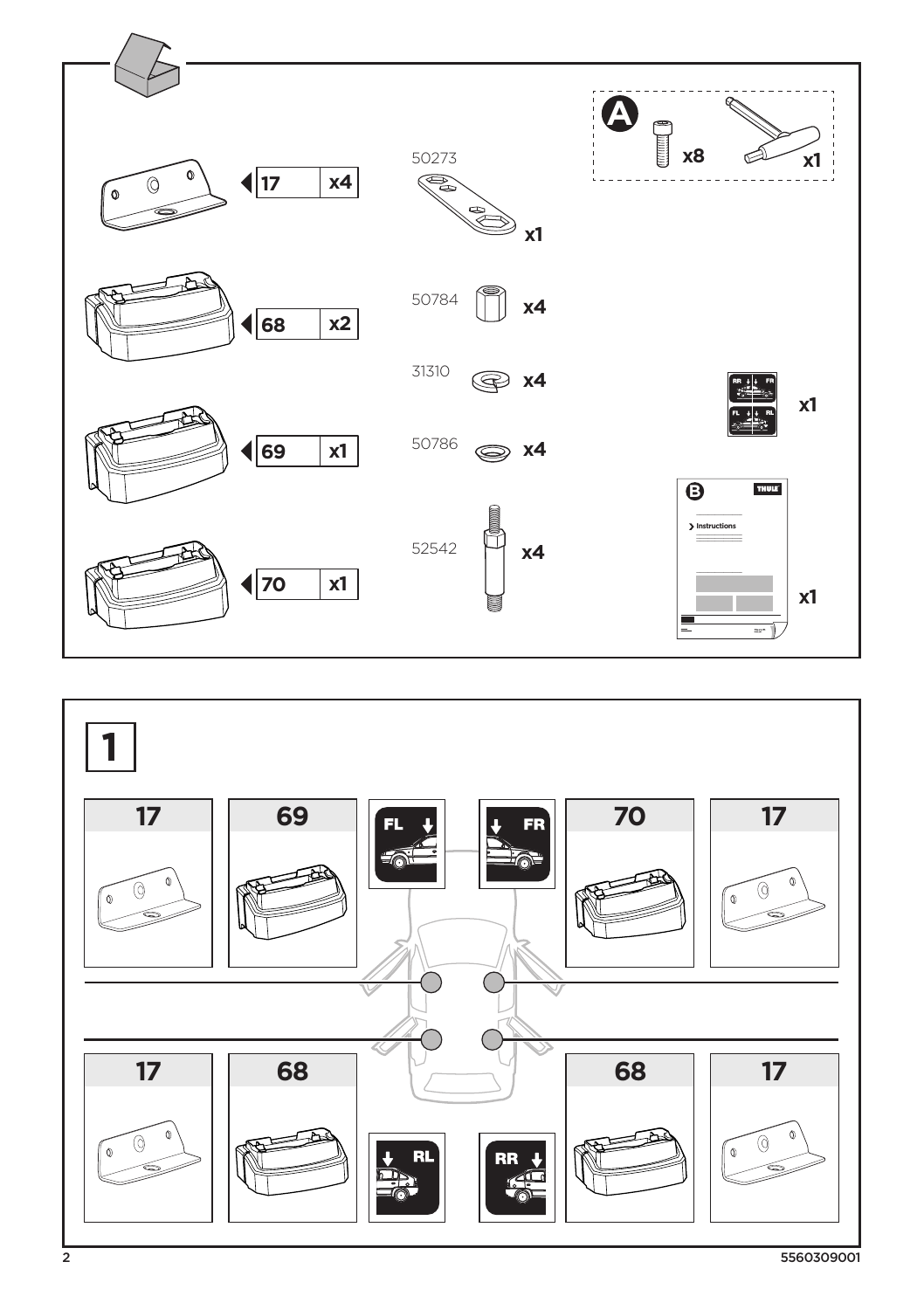| Part | Qty |
| --- | --- |
| 17 | x4 |
| 68 | x2 |
| 69 | x1 |
| 70 | x1 |

| Part | Qty |
| --- | --- |
| 50273 | x1 |
| 50784 | x4 |
| 31310 | x4 |
| 50786 | x4 |
| 52542 | x4 |

**A** x8 x1

RR FR FL RL x1

**B** THULE Instructions x1

# 1

| | | | | | | |
| --- | --- | --- | --- | --- | --- | --- |
| 17 | 69 | FL | | FR | 70 | 17 |
| 17 | 68 | RL | | RR | 68 | 17 |

5560309001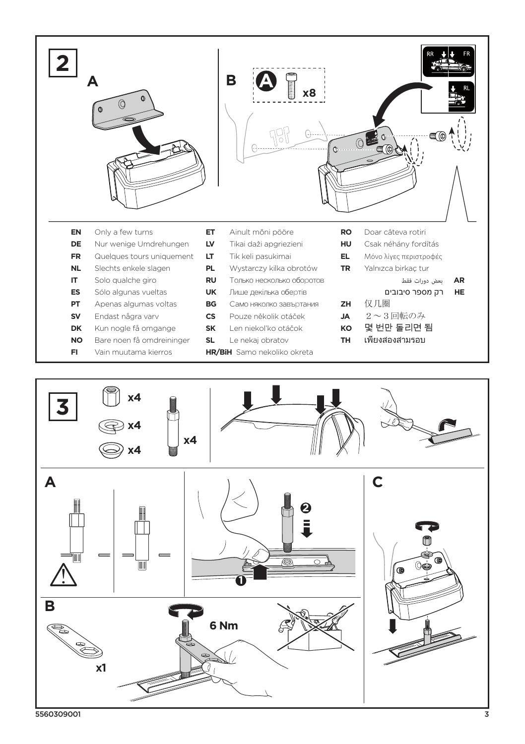## 2

**A**

**B**

**A** x8

RR FR RL

| | | | | | |
|---|---|---|---|---|---|
| **EN** | Only a few turns | **ET** | Ainult mõni pööre | **RO** | Doar câteva rotiri |
| **DE** | Nur wenige Umdrehungen | **LV** | Tikai daži apgriezieni | **HU** | Csak néhány fordítás |
| **FR** | Quelques tours uniquement | **LT** | Tik keli pasukimai | **EL** | Μόνο λίγες περιστροφές |
| **NL** | Slechts enkele slagen | **PL** | Wystarczy kilka obrotów | **TR** | Yalnızca birkaç tur |
| **IT** | Solo qualche giro | **RU** | Только несколько оборотов | **AR** | بعض دورات فقط |
| **ES** | Sólo algunas vueltas | **UK** | Лише декілька обертів | **HE** | רק מספר סיבובים |
| **PT** | Apenas algumas voltas | **BG** | Само няколко завъртания | **ZH** | 仅几圈 |
| **SV** | Endast några varv | **CS** | Pouze několik otáček | **JA** | ２～３回転のみ |
| **DK** | Kun nogle få omgange | **SK** | Len niekoľko otáčok | **KO** | 몇 번만 돌리면 됨 |
| **NO** | Bare noen få omdreininger | **SL** | Le nekaj obratov | **TH** | เพียงสองสามรอบ |
| **FI** | Vain muutama kierros | **HR/BiH** | Samo nekoliko okreta | | |

## 3

x4

x4

x4

x4

**A**

❶ ❷

**B**

x1

6 Nm

**C**

5560309001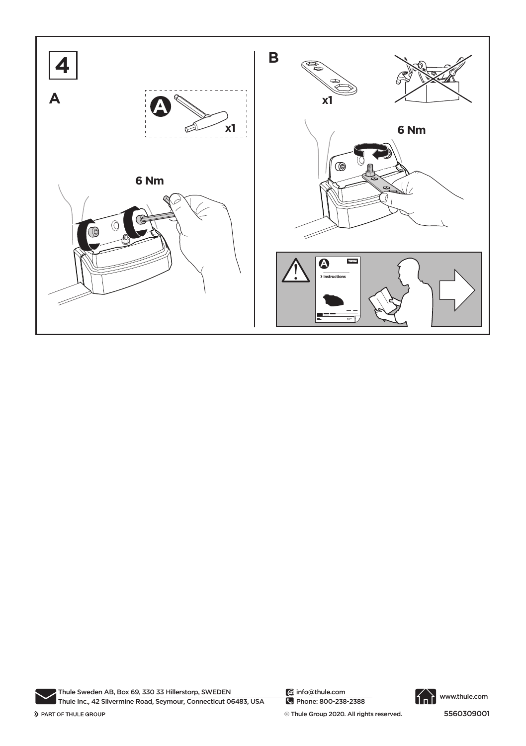**4**

**A**

x1

**6 Nm**

**B**

x1

**6 Nm**

› Instructions

Thule Sweden AB, Box 69, 330 33 Hillerstorp, SWEDEN
Thule Inc., 42 Silvermine Road, Seymour, Connecticut 06483, USA

info@thule.com
Phone: 800-238-2388

www.thule.com

» PART OF THULE GROUP

© Thule Group 2020. All rights reserved.

5560309001